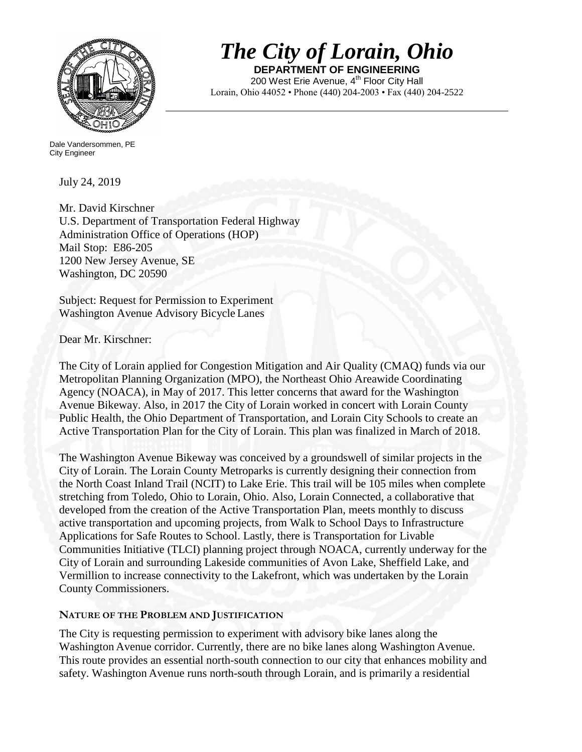# *The City of Lorain, Ohio*

**DEPARTMENT OF ENGINEERING**

200 West Erie Avenue, 4th Floor City Hall
Lorain, Ohio 44052 • Phone (440) 204-2003 • Fax (440) 204-2522

Dale Vandersommen, PE
City Engineer

July 24, 2019

Mr. David Kirschner
U.S. Department of Transportation Federal Highway
Administration Office of Operations (HOP)
Mail Stop: E86-205
1200 New Jersey Avenue, SE
Washington, DC 20590

Subject: Request for Permission to Experiment
Washington Avenue Advisory Bicycle Lanes

Dear Mr. Kirschner:

The City of Lorain applied for Congestion Mitigation and Air Quality (CMAQ) funds via our Metropolitan Planning Organization (MPO), the Northeast Ohio Areawide Coordinating Agency (NOACA), in May of 2017. This letter concerns that award for the Washington Avenue Bikeway. Also, in 2017 the City of Lorain worked in concert with Lorain County Public Health, the Ohio Department of Transportation, and Lorain City Schools to create an Active Transportation Plan for the City of Lorain. This plan was finalized in March of 2018.

The Washington Avenue Bikeway was conceived by a groundswell of similar projects in the City of Lorain. The Lorain County Metroparks is currently designing their connection from the North Coast Inland Trail (NCIT) to Lake Erie. This trail will be 105 miles when complete stretching from Toledo, Ohio to Lorain, Ohio. Also, Lorain Connected, a collaborative that developed from the creation of the Active Transportation Plan, meets monthly to discuss active transportation and upcoming projects, from Walk to School Days to Infrastructure Applications for Safe Routes to School. Lastly, there is Transportation for Livable Communities Initiative (TLCI) planning project through NOACA, currently underway for the City of Lorain and surrounding Lakeside communities of Avon Lake, Sheffield Lake, and Vermillion to increase connectivity to the Lakefront, which was undertaken by the Lorain County Commissioners.

## NATURE OF THE PROBLEM AND JUSTIFICATION

The City is requesting permission to experiment with advisory bike lanes along the Washington Avenue corridor. Currently, there are no bike lanes along Washington Avenue. This route provides an essential north-south connection to our city that enhances mobility and safety. Washington Avenue runs north-south through Lorain, and is primarily a residential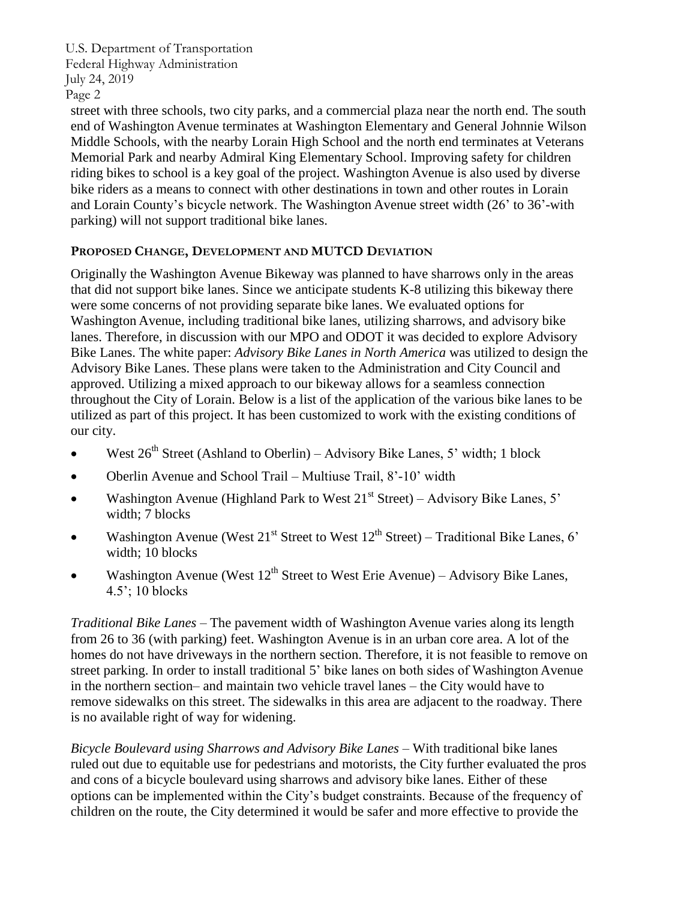street with three schools, two city parks, and a commercial plaza near the north end. The south end of Washington Avenue terminates at Washington Elementary and General Johnnie Wilson Middle Schools, with the nearby Lorain High School and the north end terminates at Veterans Memorial Park and nearby Admiral King Elementary School. Improving safety for children riding bikes to school is a key goal of the project. Washington Avenue is also used by diverse bike riders as a means to connect with other destinations in town and other routes in Lorain and Lorain County's bicycle network. The Washington Avenue street width (26' to 36'-with parking) will not support traditional bike lanes.

## PROPOSED CHANGE, DEVELOPMENT AND MUTCD DEVIATION

Originally the Washington Avenue Bikeway was planned to have sharrows only in the areas that did not support bike lanes. Since we anticipate students K-8 utilizing this bikeway there were some concerns of not providing separate bike lanes. We evaluated options for Washington Avenue, including traditional bike lanes, utilizing sharrows, and advisory bike lanes. Therefore, in discussion with our MPO and ODOT it was decided to explore Advisory Bike Lanes. The white paper: *Advisory Bike Lanes in North America* was utilized to design the Advisory Bike Lanes. These plans were taken to the Administration and City Council and approved. Utilizing a mixed approach to our bikeway allows for a seamless connection throughout the City of Lorain. Below is a list of the application of the various bike lanes to be utilized as part of this project. It has been customized to work with the existing conditions of our city.

- West 26th Street (Ashland to Oberlin) – Advisory Bike Lanes, 5' width; 1 block
- Oberlin Avenue and School Trail – Multiuse Trail, 8'-10' width
- Washington Avenue (Highland Park to West 21st Street) – Advisory Bike Lanes, 5' width; 7 blocks
- Washington Avenue (West 21st Street to West 12th Street) – Traditional Bike Lanes, 6' width; 10 blocks
- Washington Avenue (West 12th Street to West Erie Avenue) – Advisory Bike Lanes, 4.5'; 10 blocks

*Traditional Bike Lanes* – The pavement width of Washington Avenue varies along its length from 26 to 36 (with parking) feet. Washington Avenue is in an urban core area. A lot of the homes do not have driveways in the northern section. Therefore, it is not feasible to remove on street parking. In order to install traditional 5' bike lanes on both sides of Washington Avenue in the northern section– and maintain two vehicle travel lanes – the City would have to remove sidewalks on this street. The sidewalks in this area are adjacent to the roadway. There is no available right of way for widening.

*Bicycle Boulevard using Sharrows and Advisory Bike Lanes* – With traditional bike lanes ruled out due to equitable use for pedestrians and motorists, the City further evaluated the pros and cons of a bicycle boulevard using sharrows and advisory bike lanes. Either of these options can be implemented within the City's budget constraints. Because of the frequency of children on the route, the City determined it would be safer and more effective to provide the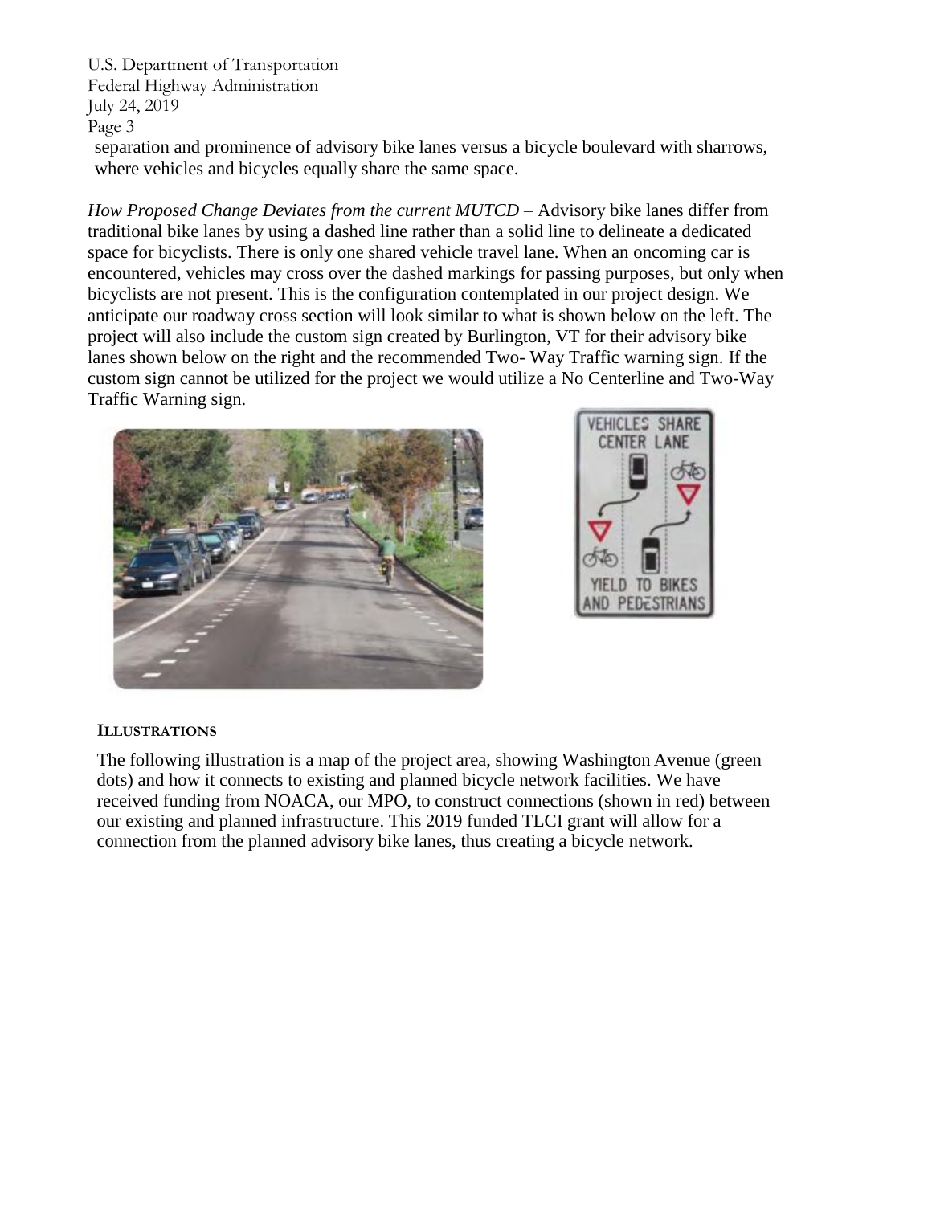separation and prominence of advisory bike lanes versus a bicycle boulevard with sharrows, where vehicles and bicycles equally share the same space.

*How Proposed Change Deviates from the current MUTCD* – Advisory bike lanes differ from traditional bike lanes by using a dashed line rather than a solid line to delineate a dedicated space for bicyclists. There is only one shared vehicle travel lane. When an oncoming car is encountered, vehicles may cross over the dashed markings for passing purposes, but only when bicyclists are not present. This is the configuration contemplated in our project design. We anticipate our roadway cross section will look similar to what is shown below on the left. The project will also include the custom sign created by Burlington, VT for their advisory bike lanes shown below on the right and the recommended Two- Way Traffic warning sign. If the custom sign cannot be utilized for the project we would utilize a No Centerline and Two-Way Traffic Warning sign.

### ILLUSTRATIONS

The following illustration is a map of the project area, showing Washington Avenue (green dots) and how it connects to existing and planned bicycle network facilities. We have received funding from NOACA, our MPO, to construct connections (shown in red) between our existing and planned infrastructure. This 2019 funded TLCI grant will allow for a connection from the planned advisory bike lanes, thus creating a bicycle network.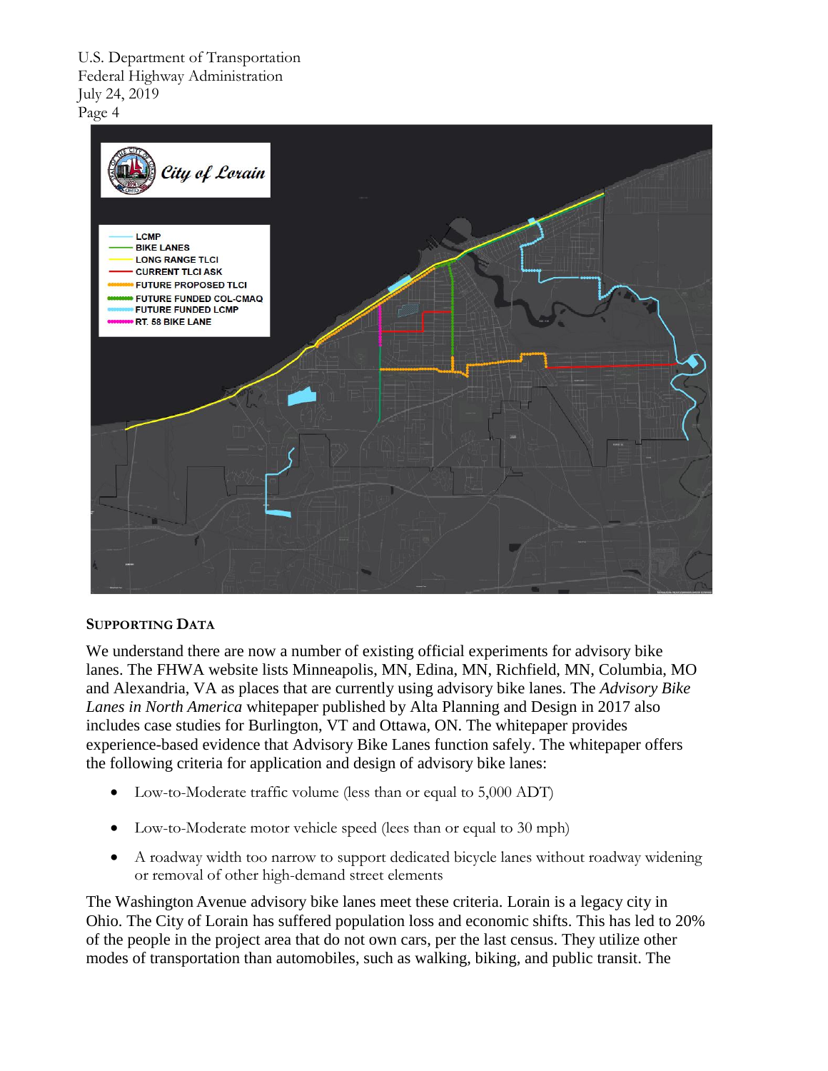**Supporting Data**

We understand there are now a number of existing official experiments for advisory bike lanes. The FHWA website lists Minneapolis, MN, Edina, MN, Richfield, MN, Columbia, MO and Alexandria, VA as places that are currently using advisory bike lanes. The *Advisory Bike Lanes in North America* whitepaper published by Alta Planning and Design in 2017 also includes case studies for Burlington, VT and Ottawa, ON. The whitepaper provides experience-based evidence that Advisory Bike Lanes function safely. The whitepaper offers the following criteria for application and design of advisory bike lanes:

- Low-to-Moderate traffic volume (less than or equal to 5,000 ADT)
- Low-to-Moderate motor vehicle speed (lees than or equal to 30 mph)
- A roadway width too narrow to support dedicated bicycle lanes without roadway widening or removal of other high-demand street elements

The Washington Avenue advisory bike lanes meet these criteria. Lorain is a legacy city in Ohio. The City of Lorain has suffered population loss and economic shifts. This has led to 20% of the people in the project area that do not own cars, per the last census. They utilize other modes of transportation than automobiles, such as walking, biking, and public transit. The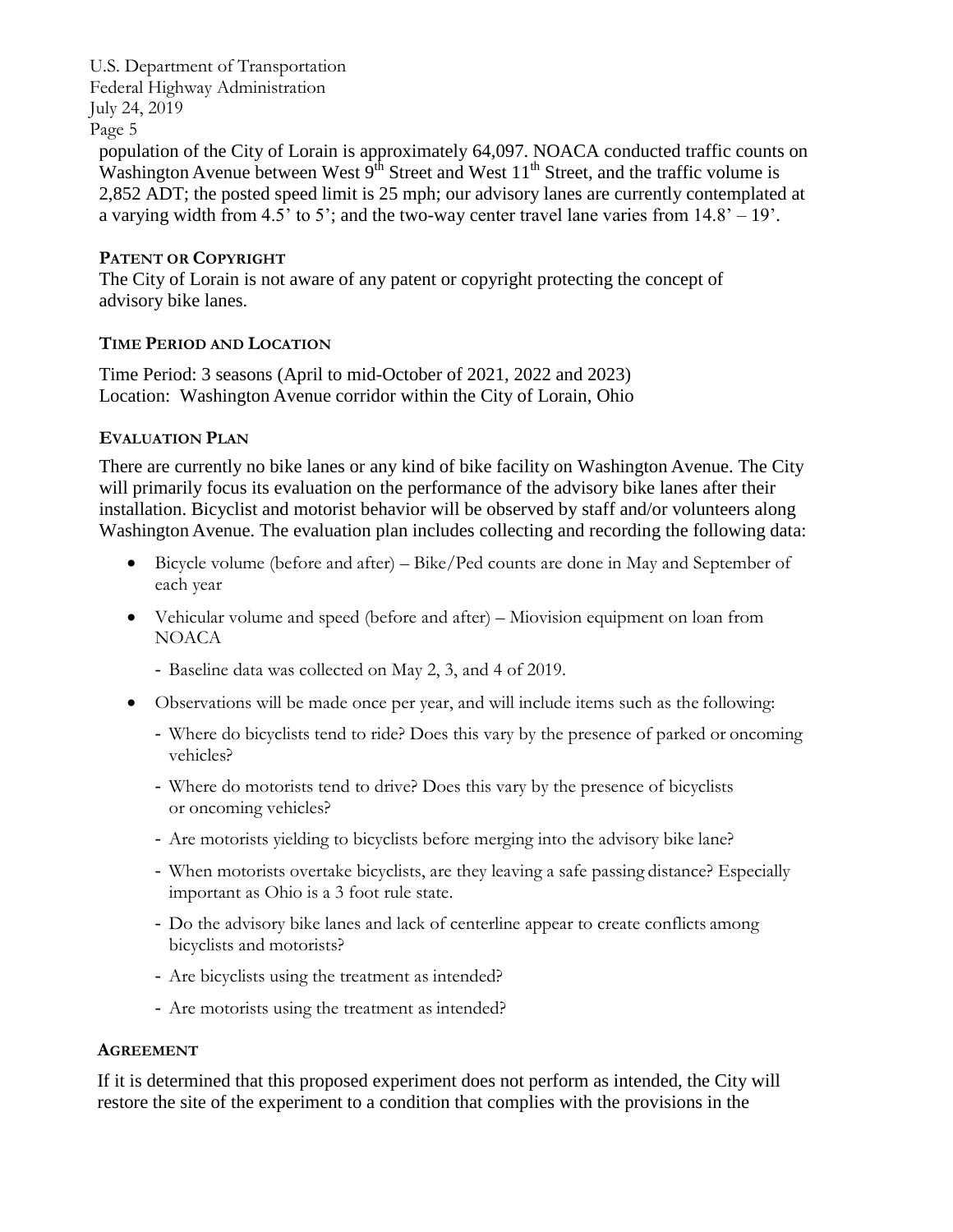population of the City of Lorain is approximately 64,097. NOACA conducted traffic counts on Washington Avenue between West 9th Street and West 11th Street, and the traffic volume is 2,852 ADT; the posted speed limit is 25 mph; our advisory lanes are currently contemplated at a varying width from 4.5' to 5'; and the two-way center travel lane varies from 14.8' – 19'.

### PATENT OR COPYRIGHT

The City of Lorain is not aware of any patent or copyright protecting the concept of advisory bike lanes.

### TIME PERIOD AND LOCATION

Time Period: 3 seasons (April to mid-October of 2021, 2022 and 2023)
Location: Washington Avenue corridor within the City of Lorain, Ohio

### EVALUATION PLAN

There are currently no bike lanes or any kind of bike facility on Washington Avenue. The City will primarily focus its evaluation on the performance of the advisory bike lanes after their installation. Bicyclist and motorist behavior will be observed by staff and/or volunteers along Washington Avenue. The evaluation plan includes collecting and recording the following data:

- Bicycle volume (before and after) – Bike/Ped counts are done in May and September of each year
- Vehicular volume and speed (before and after) – Miovision equipment on loan from NOACA
  - Baseline data was collected on May 2, 3, and 4 of 2019.
- Observations will be made once per year, and will include items such as the following:
  - Where do bicyclists tend to ride? Does this vary by the presence of parked or oncoming vehicles?
  - Where do motorists tend to drive? Does this vary by the presence of bicyclists or oncoming vehicles?
  - Are motorists yielding to bicyclists before merging into the advisory bike lane?
  - When motorists overtake bicyclists, are they leaving a safe passing distance? Especially important as Ohio is a 3 foot rule state.
  - Do the advisory bike lanes and lack of centerline appear to create conflicts among bicyclists and motorists?
  - Are bicyclists using the treatment as intended?
  - Are motorists using the treatment as intended?

### AGREEMENT

If it is determined that this proposed experiment does not perform as intended, the City will restore the site of the experiment to a condition that complies with the provisions in the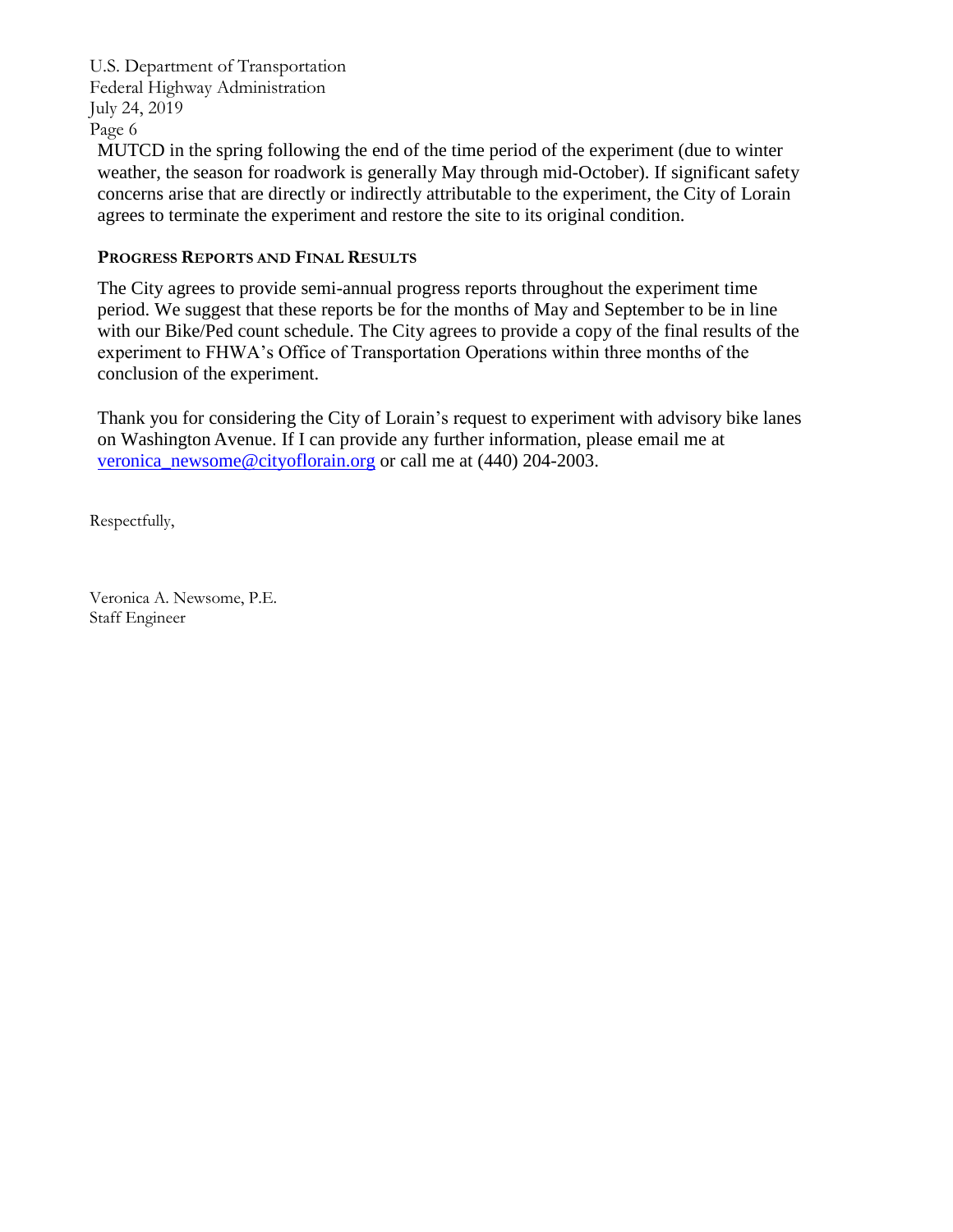MUTCD in the spring following the end of the time period of the experiment (due to winter weather, the season for roadwork is generally May through mid-October). If significant safety concerns arise that are directly or indirectly attributable to the experiment, the City of Lorain agrees to terminate the experiment and restore the site to its original condition.

**PROGRESS REPORTS AND FINAL RESULTS**

The City agrees to provide semi-annual progress reports throughout the experiment time period. We suggest that these reports be for the months of May and September to be in line with our Bike/Ped count schedule. The City agrees to provide a copy of the final results of the experiment to FHWA's Office of Transportation Operations within three months of the conclusion of the experiment.

Thank you for considering the City of Lorain's request to experiment with advisory bike lanes on Washington Avenue. If I can provide any further information, please email me at veronica_newsome@cityoflorain.org or call me at (440) 204-2003.

Respectfully,

Veronica A. Newsome, P.E.
Staff Engineer